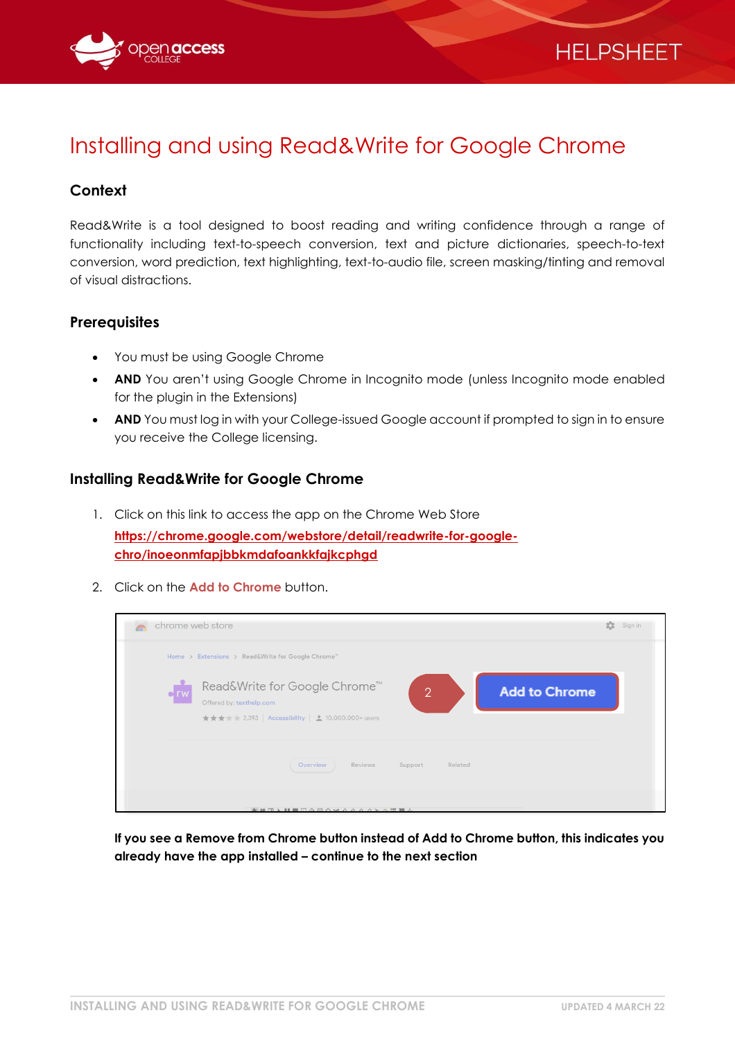# Installing and using Read&Write for Google Chrome

## Context

Read&Write is a tool designed to boost reading and writing confidence through a range of functionality including text-to-speech conversion, text and picture dictionaries, speech-to-text conversion, word prediction, text highlighting, text-to-audio file, screen masking/tinting and removal of visual distractions.

## Prerequisites

- You must be using Google Chrome
- **AND** You aren't using Google Chrome in Incognito mode (unless Incognito mode enabled for the plugin in the Extensions)
- **AND** You must log in with your College-issued Google account if prompted to sign in to ensure you receive the College licensing.

## Installing Read&Write for Google Chrome

1. Click on this link to access the app on the Chrome Web Store
   **https://chrome.google.com/webstore/detail/readwrite-for-google-chro/inoeonmfapjbbkmdafoankkfajkcphgd**
2. Click on the **Add to Chrome** button.

**If you see a Remove from Chrome button instead of Add to Chrome button, this indicates you already have the app installed – continue to the next section**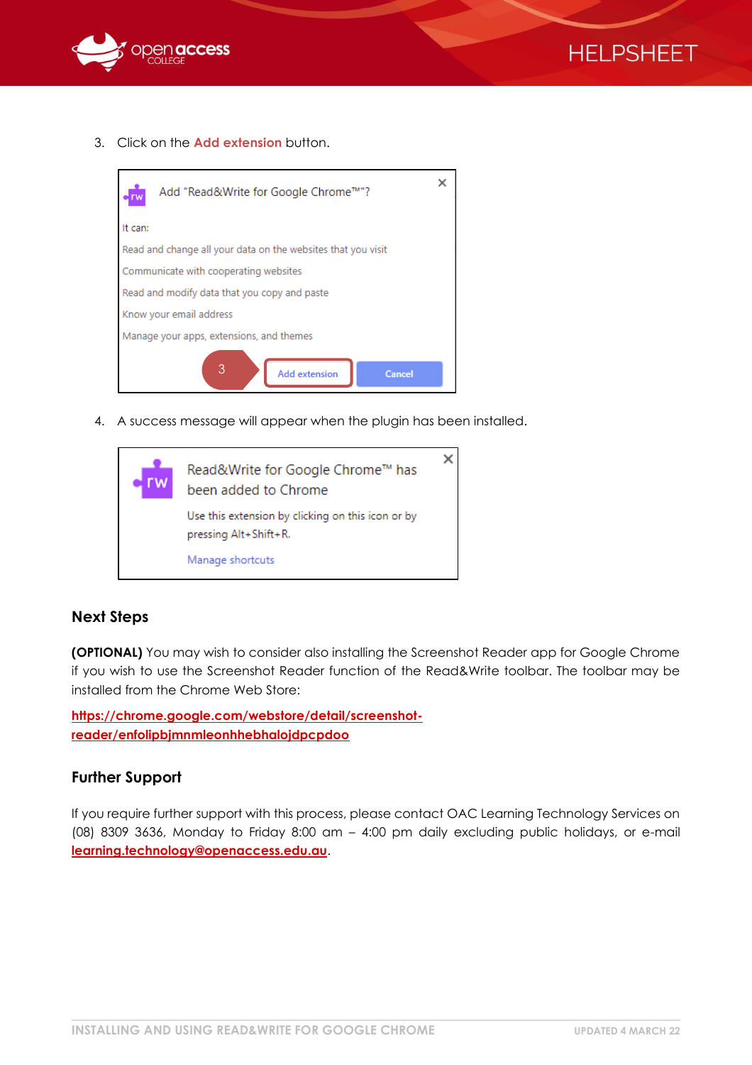3. Click on the **Add extension** button.

4. A success message will appear when the plugin has been installed.

## Next Steps

**(OPTIONAL)** You may wish to consider also installing the Screenshot Reader app for Google Chrome if you wish to use the Screenshot Reader function of the Read&Write toolbar. The toolbar may be installed from the Chrome Web Store:

https://chrome.google.com/webstore/detail/screenshot-reader/enfolipbjmnmleonhhebhalojdpcpdoo

## Further Support

If you require further support with this process, please contact OAC Learning Technology Services on (08) 8309 3636, Monday to Friday 8:00 am – 4:00 pm daily excluding public holidays, or e-mail learning.technology@openaccess.edu.au.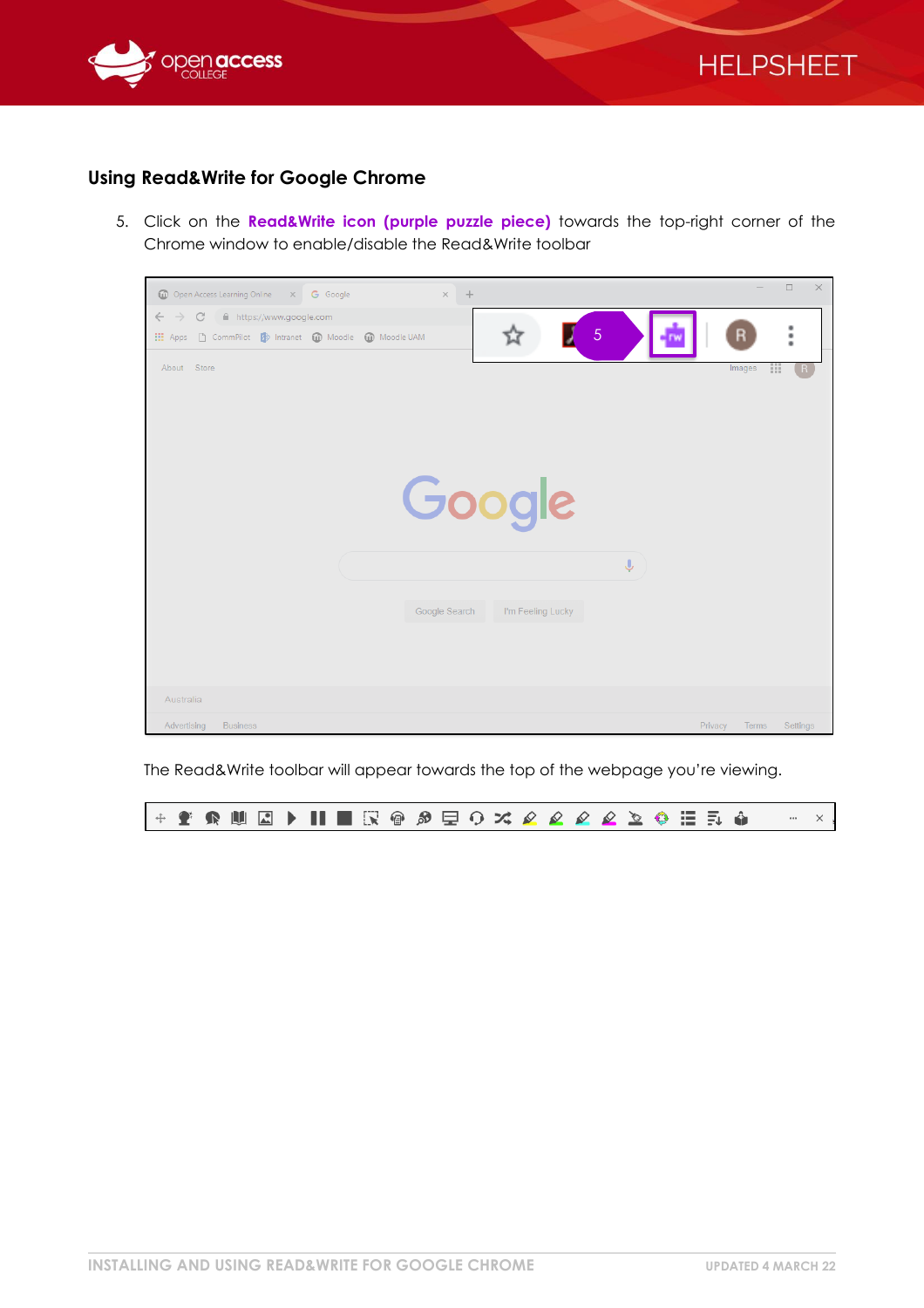## Using Read&Write for Google Chrome

5. Click on the **Read&Write icon (purple puzzle piece)** towards the top-right corner of the Chrome window to enable/disable the Read&Write toolbar

The Read&Write toolbar will appear towards the top of the webpage you're viewing.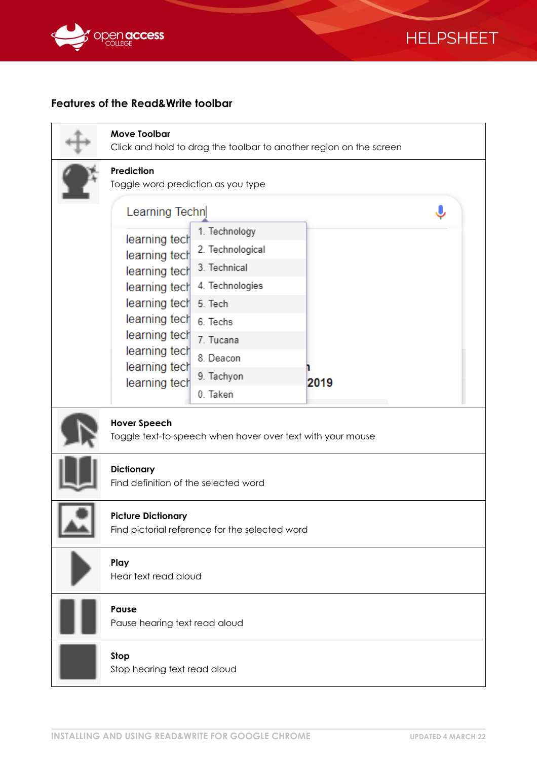## Features of the Read&Write toolbar

| | |
|---|---|
| | **Move Toolbar**<br>Click and hold to drag the toolbar to another region on the screen |
| | **Prediction**<br>Toggle word prediction as you type |
| | **Hover Speech**<br>Toggle text-to-speech when hover over text with your mouse |
| | **Dictionary**<br>Find definition of the selected word |
| | **Picture Dictionary**<br>Find pictorial reference for the selected word |
| | **Play**<br>Hear text read aloud |
| | **Pause**<br>Pause hearing text read aloud |
| | **Stop**<br>Stop hearing text read aloud |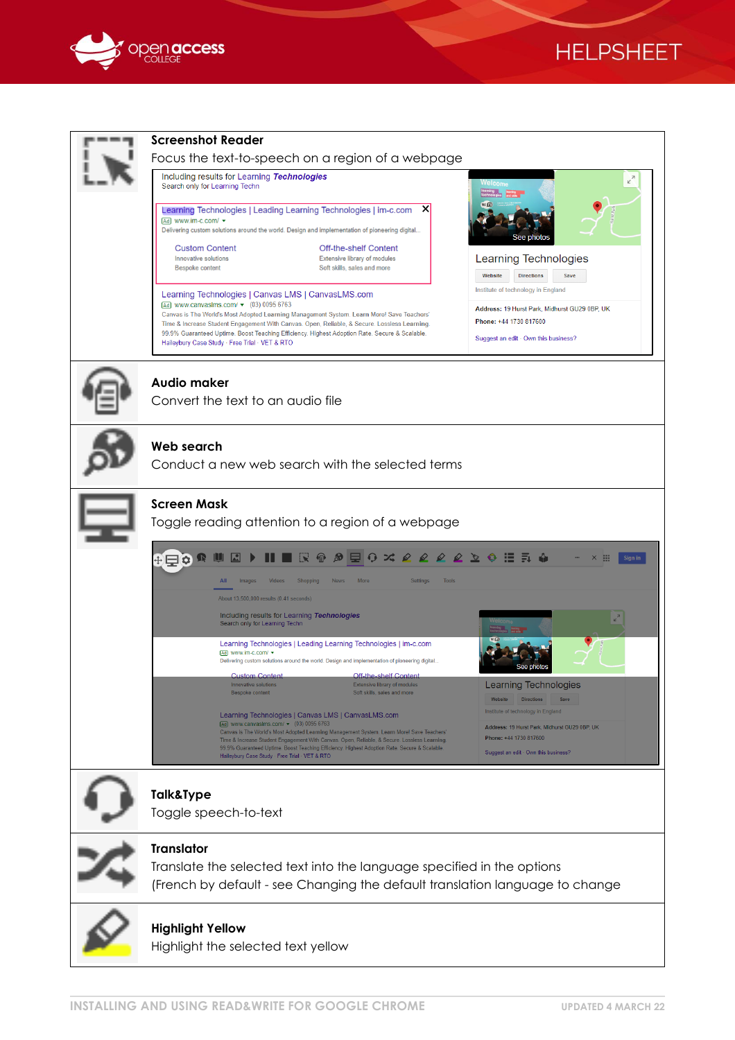**Screenshot Reader**

Focus the text-to-speech on a region of a webpage

**Audio maker**

Convert the text to an audio file

**Web search**

Conduct a new web search with the selected terms

**Screen Mask**

Toggle reading attention to a region of a webpage

**Talk&Type**

Toggle speech-to-text

**Translator**

Translate the selected text into the language specified in the options (French by default - see Changing the default translation language to change

**Highlight Yellow**

Highlight the selected text yellow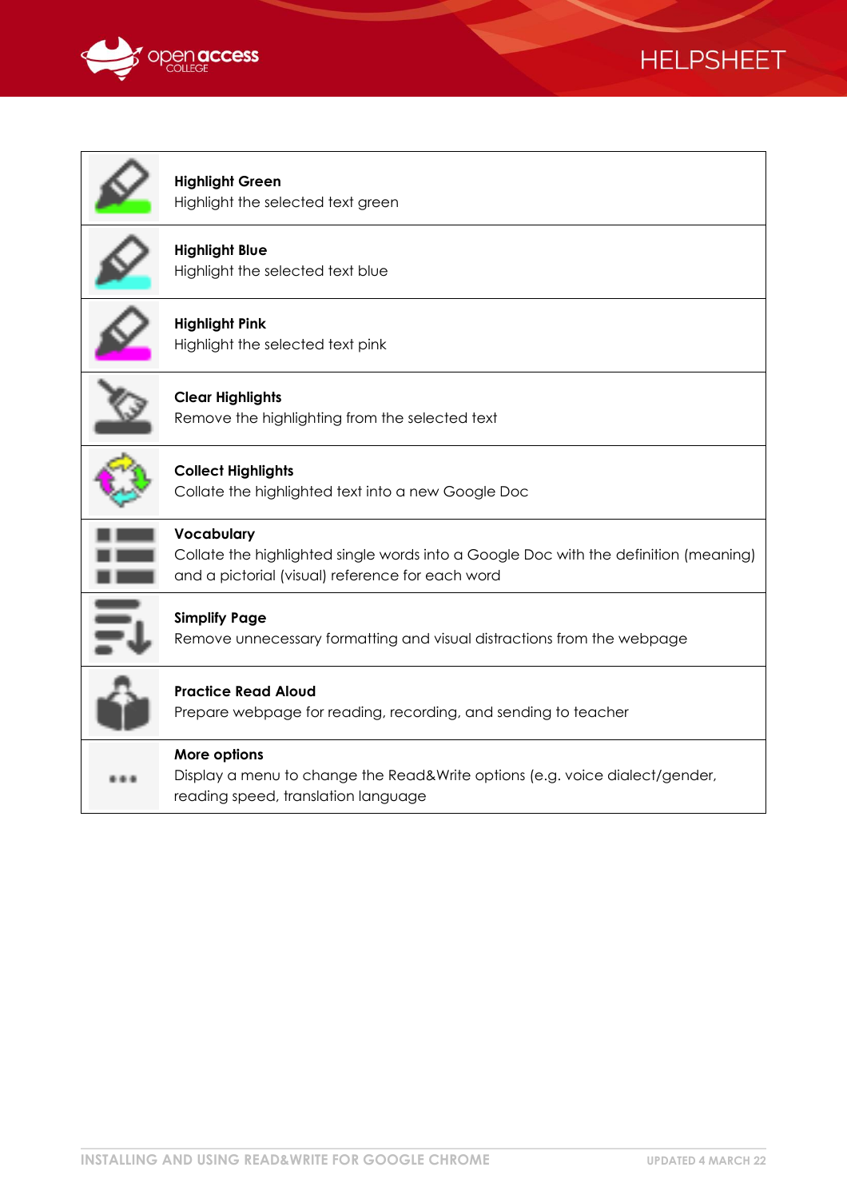| | |
|---|---|
| | **Highlight Green**<br>Highlight the selected text green |
| | **Highlight Blue**<br>Highlight the selected text blue |
| | **Highlight Pink**<br>Highlight the selected text pink |
| | **Clear Highlights**<br>Remove the highlighting from the selected text |
| | **Collect Highlights**<br>Collate the highlighted text into a new Google Doc |
| | **Vocabulary**<br>Collate the highlighted single words into a Google Doc with the definition (meaning) and a pictorial (visual) reference for each word |
| | **Simplify Page**<br>Remove unnecessary formatting and visual distractions from the webpage |
| | **Practice Read Aloud**<br>Prepare webpage for reading, recording, and sending to teacher |
| ... | **More options**<br>Display a menu to change the Read&Write options (e.g. voice dialect/gender, reading speed, translation language |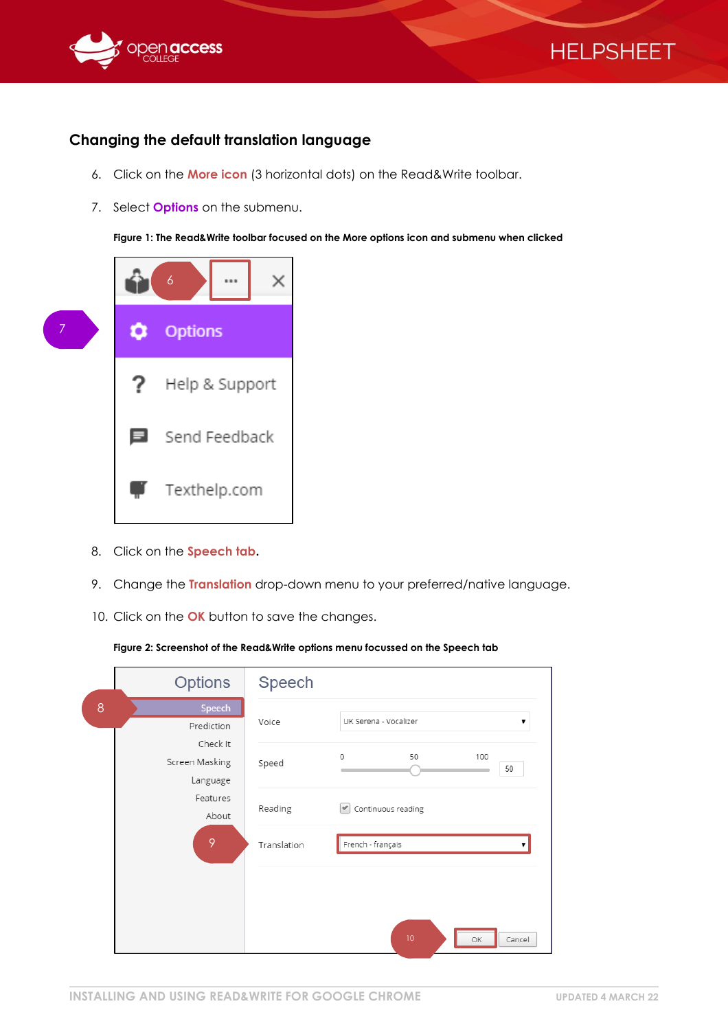## Changing the default translation language

6. Click on the **More icon** (3 horizontal dots) on the Read&Write toolbar.
7. Select **Options** on the submenu.

**Figure 1: The Read&Write toolbar focused on the More options icon and submenu when clicked**

8. Click on the **Speech tab**.
9. Change the **Translation** drop-down menu to your preferred/native language.
10. Click on the **OK** button to save the changes.

**Figure 2: Screenshot of the Read&Write options menu focussed on the Speech tab**